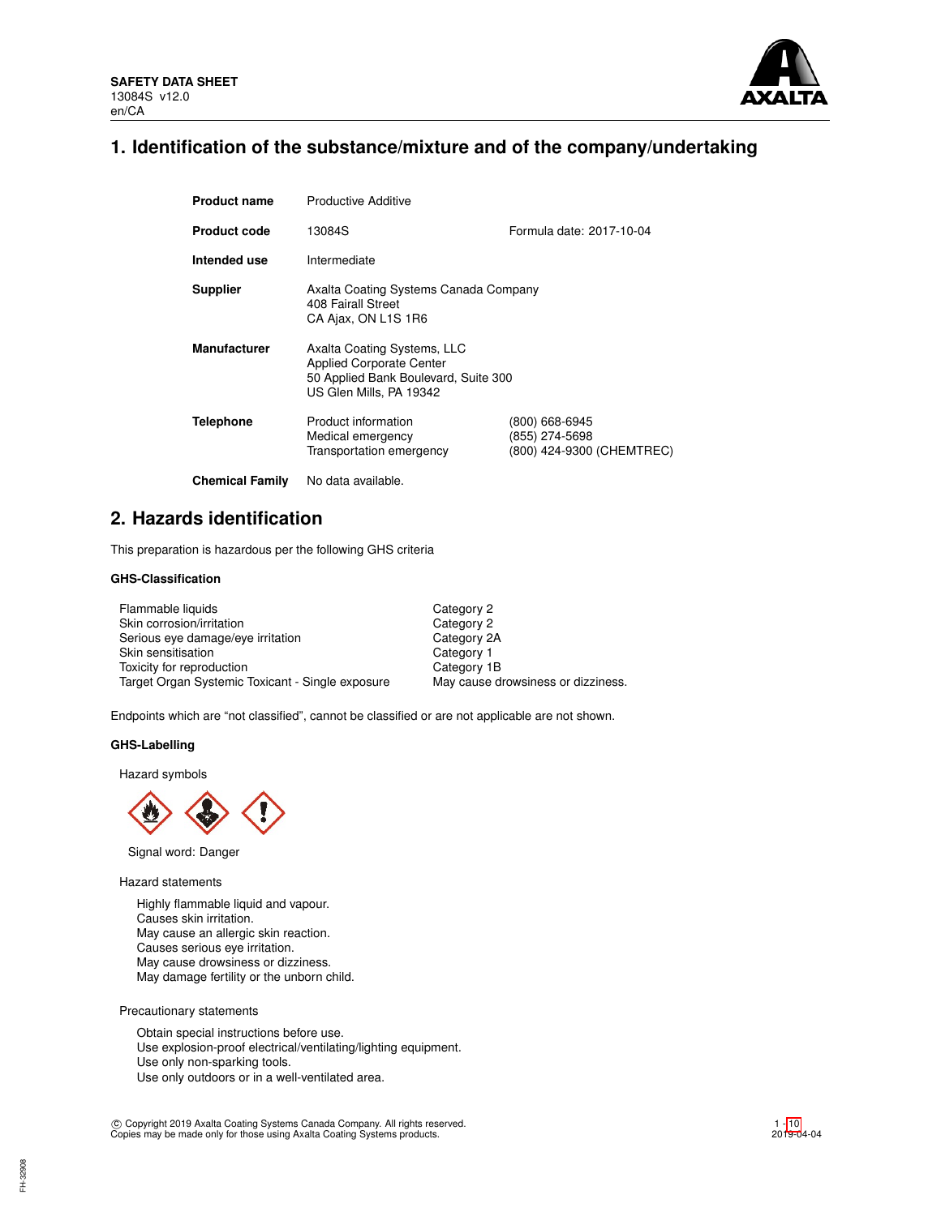**SAFETY DATA SHEET**
13084S v12.0
en/CA

# 1. Identification of the substance/mixture and of the company/undertaking

| | | |
|---|---|---|
| **Product name** | Productive Additive | |
| **Product code** | 13084S | Formula date: 2017-10-04 |
| **Intended use** | Intermediate | |
| **Supplier** | Axalta Coating Systems Canada Company<br>408 Fairall Street<br>CA Ajax, ON L1S 1R6 | |
| **Manufacturer** | Axalta Coating Systems, LLC<br>Applied Corporate Center<br>50 Applied Bank Boulevard, Suite 300<br>US Glen Mills, PA 19342 | |
| **Telephone** | Product information<br>Medical emergency<br>Transportation emergency | (800) 668-6945<br>(855) 274-5698<br>(800) 424-9300 (CHEMTREC) |
| **Chemical Family** | No data available. | |

# 2. Hazards identification

This preparation is hazardous per the following GHS criteria

### GHS-Classification

| | |
|---|---|
| Flammable liquids | Category 2 |
| Skin corrosion/irritation | Category 2 |
| Serious eye damage/eye irritation | Category 2A |
| Skin sensitisation | Category 1 |
| Toxicity for reproduction | Category 1B |
| Target Organ Systemic Toxicant - Single exposure | May cause drowsiness or dizziness. |

Endpoints which are "not classified", cannot be classified or are not applicable are not shown.

### GHS-Labelling

Hazard symbols

Signal word: Danger

Hazard statements

Highly flammable liquid and vapour.
Causes skin irritation.
May cause an allergic skin reaction.
Causes serious eye irritation.
May cause drowsiness or dizziness.
May damage fertility or the unborn child.

Precautionary statements

Obtain special instructions before use.
Use explosion-proof electrical/ventilating/lighting equipment.
Use only non-sparking tools.
Use only outdoors or in a well-ventilated area.

© Copyright 2019 Axalta Coating Systems Canada Company. All rights reserved.
Copies may be made only for those using Axalta Coating Systems products.

2019-04-04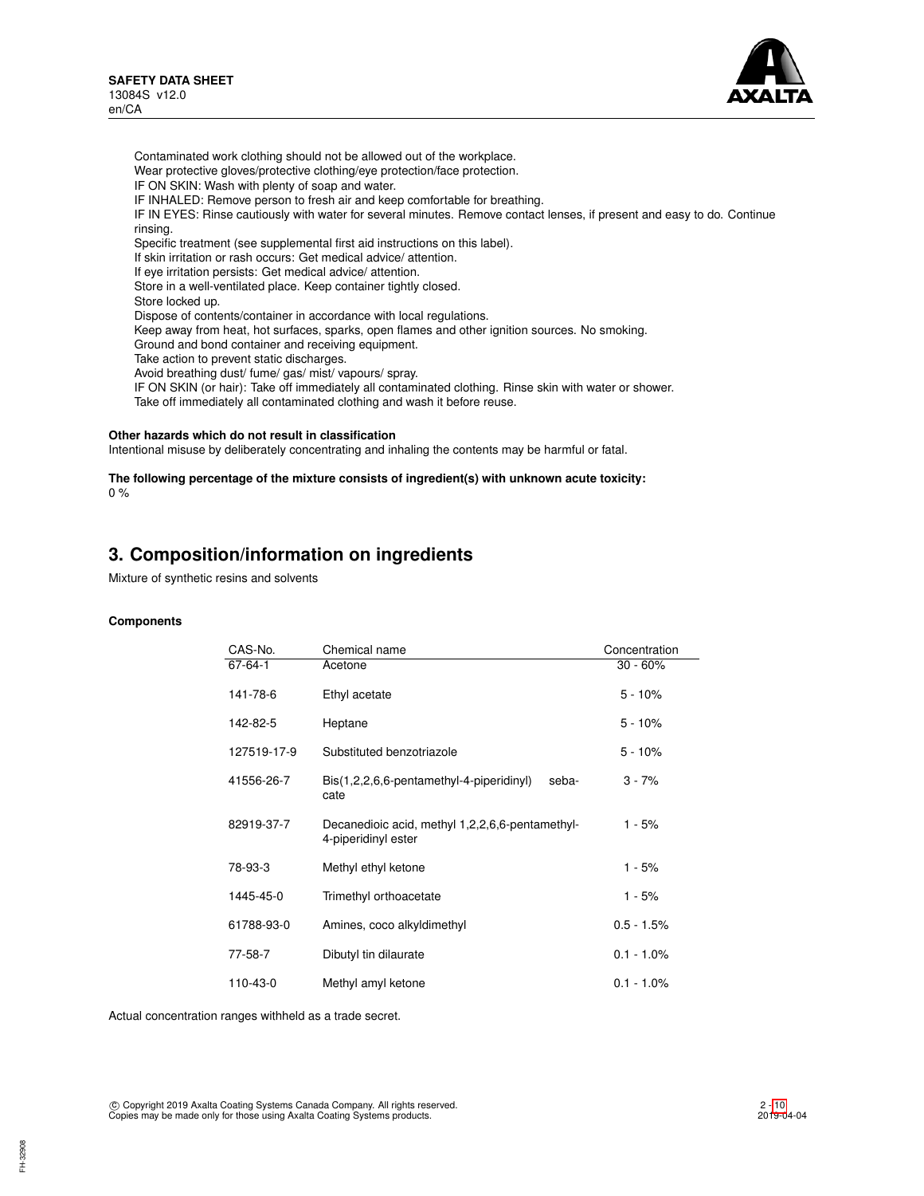Contaminated work clothing should not be allowed out of the workplace.
Wear protective gloves/protective clothing/eye protection/face protection.
IF ON SKIN: Wash with plenty of soap and water.
IF INHALED: Remove person to fresh air and keep comfortable for breathing.
IF IN EYES: Rinse cautiously with water for several minutes. Remove contact lenses, if present and easy to do. Continue rinsing.
Specific treatment (see supplemental first aid instructions on this label).
If skin irritation or rash occurs: Get medical advice/ attention.
If eye irritation persists: Get medical advice/ attention.
Store in a well-ventilated place. Keep container tightly closed.
Store locked up.
Dispose of contents/container in accordance with local regulations.
Keep away from heat, hot surfaces, sparks, open flames and other ignition sources. No smoking.
Ground and bond container and receiving equipment.
Take action to prevent static discharges.
Avoid breathing dust/ fume/ gas/ mist/ vapours/ spray.
IF ON SKIN (or hair): Take off immediately all contaminated clothing. Rinse skin with water or shower.
Take off immediately all contaminated clothing and wash it before reuse.

**Other hazards which do not result in classification**
Intentional misuse by deliberately concentrating and inhaling the contents may be harmful or fatal.

**The following percentage of the mixture consists of ingredient(s) with unknown acute toxicity:**
0 %

## 3. Composition/information on ingredients

Mixture of synthetic resins and solvents

**Components**

| CAS-No. | Chemical name | Concentration |
|---|---|---|
| 67-64-1 | Acetone | 30 - 60% |
| 141-78-6 | Ethyl acetate | 5 - 10% |
| 142-82-5 | Heptane | 5 - 10% |
| 127519-17-9 | Substituted benzotriazole | 5 - 10% |
| 41556-26-7 | Bis(1,2,2,6,6-pentamethyl-4-piperidinyl) sebacate | 3 - 7% |
| 82919-37-7 | Decanedioic acid, methyl 1,2,2,6,6-pentamethyl-4-piperidinyl ester | 1 - 5% |
| 78-93-3 | Methyl ethyl ketone | 1 - 5% |
| 1445-45-0 | Trimethyl orthoacetate | 1 - 5% |
| 61788-93-0 | Amines, coco alkyldimethyl | 0.5 - 1.5% |
| 77-58-7 | Dibutyl tin dilaurate | 0.1 - 1.0% |
| 110-43-0 | Methyl amyl ketone | 0.1 - 1.0% |

Actual concentration ranges withheld as a trade secret.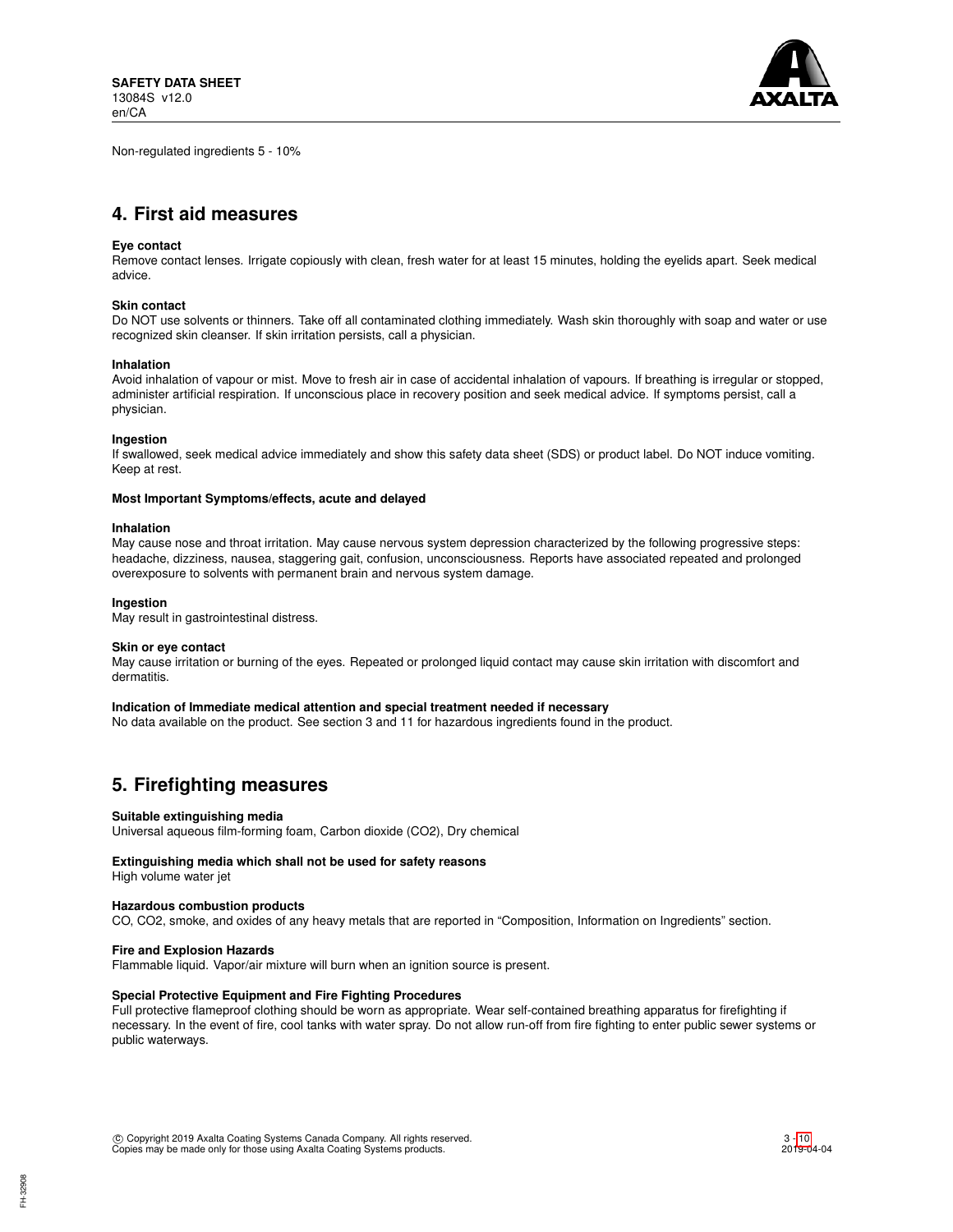Non-regulated ingredients 5 - 10%

## 4. First aid measures

**Eye contact**

Remove contact lenses. Irrigate copiously with clean, fresh water for at least 15 minutes, holding the eyelids apart. Seek medical advice.

**Skin contact**

Do NOT use solvents or thinners. Take off all contaminated clothing immediately. Wash skin thoroughly with soap and water or use recognized skin cleanser. If skin irritation persists, call a physician.

**Inhalation**

Avoid inhalation of vapour or mist. Move to fresh air in case of accidental inhalation of vapours. If breathing is irregular or stopped, administer artificial respiration. If unconscious place in recovery position and seek medical advice. If symptoms persist, call a physician.

**Ingestion**

If swallowed, seek medical advice immediately and show this safety data sheet (SDS) or product label. Do NOT induce vomiting. Keep at rest.

**Most Important Symptoms/effects, acute and delayed**

**Inhalation**

May cause nose and throat irritation. May cause nervous system depression characterized by the following progressive steps: headache, dizziness, nausea, staggering gait, confusion, unconsciousness. Reports have associated repeated and prolonged overexposure to solvents with permanent brain and nervous system damage.

**Ingestion**

May result in gastrointestinal distress.

**Skin or eye contact**

May cause irritation or burning of the eyes. Repeated or prolonged liquid contact may cause skin irritation with discomfort and dermatitis.

**Indication of Immediate medical attention and special treatment needed if necessary**

No data available on the product. See section 3 and 11 for hazardous ingredients found in the product.

## 5. Firefighting measures

**Suitable extinguishing media**

Universal aqueous film-forming foam, Carbon dioxide ($CO_2$), Dry chemical

**Extinguishing media which shall not be used for safety reasons**

High volume water jet

**Hazardous combustion products**

CO, $CO_2$, smoke, and oxides of any heavy metals that are reported in “Composition, Information on Ingredients” section.

**Fire and Explosion Hazards**

Flammable liquid. Vapor/air mixture will burn when an ignition source is present.

**Special Protective Equipment and Fire Fighting Procedures**

Full protective flameproof clothing should be worn as appropriate. Wear self-contained breathing apparatus for firefighting if necessary. In the event of fire, cool tanks with water spray. Do not allow run-off from fire fighting to enter public sewer systems or public waterways.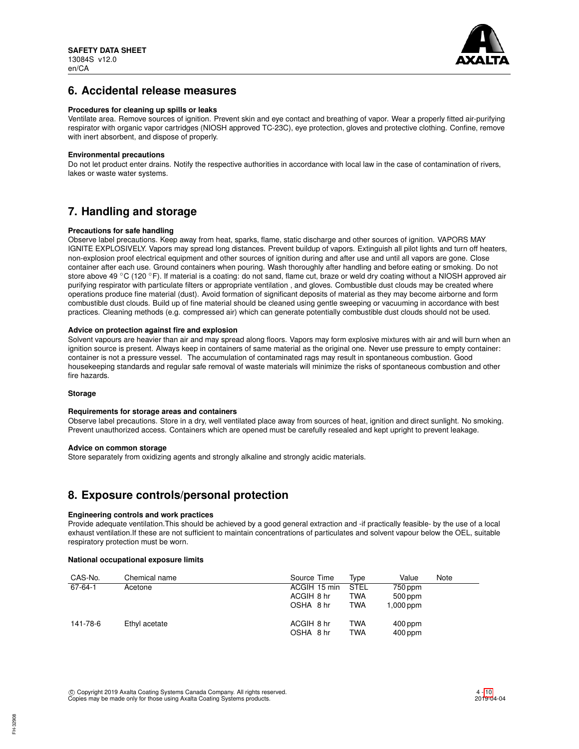## 6. Accidental release measures

**Procedures for cleaning up spills or leaks**

Ventilate area. Remove sources of ignition. Prevent skin and eye contact and breathing of vapor. Wear a properly fitted air-purifying respirator with organic vapor cartridges (NIOSH approved TC-23C), eye protection, gloves and protective clothing. Confine, remove with inert absorbent, and dispose of properly.

**Environmental precautions**

Do not let product enter drains. Notify the respective authorities in accordance with local law in the case of contamination of rivers, lakes or waste water systems.

## 7. Handling and storage

**Precautions for safe handling**

Observe label precautions. Keep away from heat, sparks, flame, static discharge and other sources of ignition. VAPORS MAY IGNITE EXPLOSIVELY. Vapors may spread long distances. Prevent buildup of vapors. Extinguish all pilot lights and turn off heaters, non-explosion proof electrical equipment and other sources of ignition during and after use and until all vapors are gone. Close container after each use. Ground containers when pouring. Wash thoroughly after handling and before eating or smoking. Do not store above 49 °C (120 °F). If material is a coating: do not sand, flame cut, braze or weld dry coating without a NIOSH approved air purifying respirator with particulate filters or appropriate ventilation , and gloves. Combustible dust clouds may be created where operations produce fine material (dust). Avoid formation of significant deposits of material as they may become airborne and form combustible dust clouds. Build up of fine material should be cleaned using gentle sweeping or vacuuming in accordance with best practices. Cleaning methods (e.g. compressed air) which can generate potentially combustible dust clouds should not be used.

**Advice on protection against fire and explosion**

Solvent vapours are heavier than air and may spread along floors. Vapors may form explosive mixtures with air and will burn when an ignition source is present. Always keep in containers of same material as the original one. Never use pressure to empty container: container is not a pressure vessel. The accumulation of contaminated rags may result in spontaneous combustion. Good housekeeping standards and regular safe removal of waste materials will minimize the risks of spontaneous combustion and other fire hazards.

**Storage**

**Requirements for storage areas and containers**

Observe label precautions. Store in a dry, well ventilated place away from sources of heat, ignition and direct sunlight. No smoking. Prevent unauthorized access. Containers which are opened must be carefully resealed and kept upright to prevent leakage.

**Advice on common storage**

Store separately from oxidizing agents and strongly alkaline and strongly acidic materials.

## 8. Exposure controls/personal protection

**Engineering controls and work practices**

Provide adequate ventilation.This should be achieved by a good general extraction and -if practically feasible- by the use of a local exhaust ventilation.If these are not sufficient to maintain concentrations of particulates and solvent vapour below the OEL, suitable respiratory protection must be worn.

**National occupational exposure limits**

| CAS-No. | Chemical name | Source | Time | Type | Value | Note |
|---|---|---|---|---|---|---|
| 67-64-1 | Acetone | ACGIH | 15 min | STEL | 750 ppm | |
| | | ACGIH | 8 hr | TWA | 500 ppm | |
| | | OSHA | 8 hr | TWA | 1,000 ppm | |
| 141-78-6 | Ethyl acetate | ACGIH | 8 hr | TWA | 400 ppm | |
| | | OSHA | 8 hr | TWA | 400 ppm | |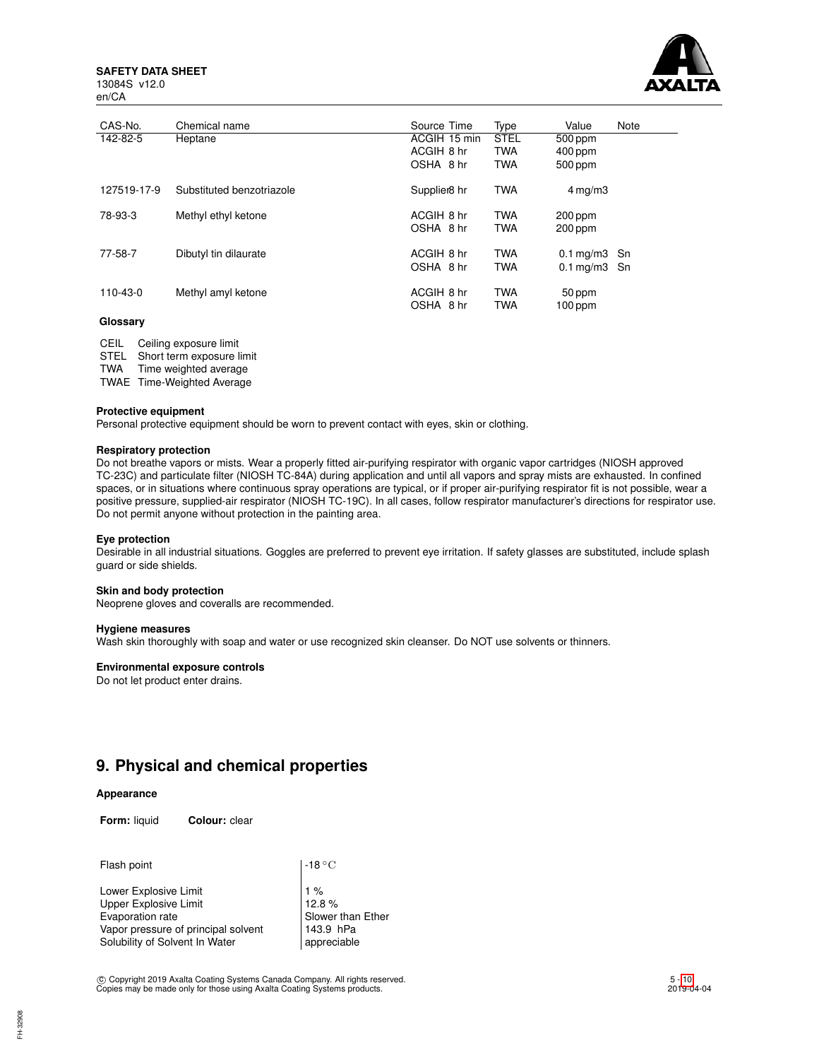| CAS-No. | Chemical name | Source | Time | Type | Value | Note |
|---|---|---|---|---|---|---|
| 142-82-5 | Heptane | ACGIH | 15 min | STEL | 500 ppm | |
| | | ACGIH | 8 hr | TWA | 400 ppm | |
| | | OSHA | 8 hr | TWA | 500 ppm | |
| 127519-17-9 | Substituted benzotriazole | Supplier | 8 hr | TWA | 4 mg/m3 | |
| 78-93-3 | Methyl ethyl ketone | ACGIH | 8 hr | TWA | 200 ppm | |
| | | OSHA | 8 hr | TWA | 200 ppm | |
| 77-58-7 | Dibutyl tin dilaurate | ACGIH | 8 hr | TWA | 0.1 mg/m3 | Sn |
| | | OSHA | 8 hr | TWA | 0.1 mg/m3 | Sn |
| 110-43-0 | Methyl amyl ketone | ACGIH | 8 hr | TWA | 50 ppm | |
| | | OSHA | 8 hr | TWA | 100 ppm | |

**Glossary**

CEIL Ceiling exposure limit
STEL Short term exposure limit
TWA Time weighted average
TWAE Time-Weighted Average

**Protective equipment**
Personal protective equipment should be worn to prevent contact with eyes, skin or clothing.

**Respiratory protection**
Do not breathe vapors or mists. Wear a properly fitted air-purifying respirator with organic vapor cartridges (NIOSH approved TC-23C) and particulate filter (NIOSH TC-84A) during application and until all vapors and spray mists are exhausted. In confined spaces, or in situations where continuous spray operations are typical, or if proper air-purifying respirator fit is not possible, wear a positive pressure, supplied-air respirator (NIOSH TC-19C). In all cases, follow respirator manufacturer's directions for respirator use. Do not permit anyone without protection in the painting area.

**Eye protection**
Desirable in all industrial situations. Goggles are preferred to prevent eye irritation. If safety glasses are substituted, include splash guard or side shields.

**Skin and body protection**
Neoprene gloves and coveralls are recommended.

**Hygiene measures**
Wash skin thoroughly with soap and water or use recognized skin cleanser. Do NOT use solvents or thinners.

**Environmental exposure controls**
Do not let product enter drains.

## 9. Physical and chemical properties

**Appearance**

**Form:** liquid **Colour:** clear

| | |
|---|---|
| Flash point | -18 °C |
| Lower Explosive Limit | 1 % |
| Upper Explosive Limit | 12.8 % |
| Evaporation rate | Slower than Ether |
| Vapor pressure of principal solvent | 143.9 hPa |
| Solubility of Solvent In Water | appreciable |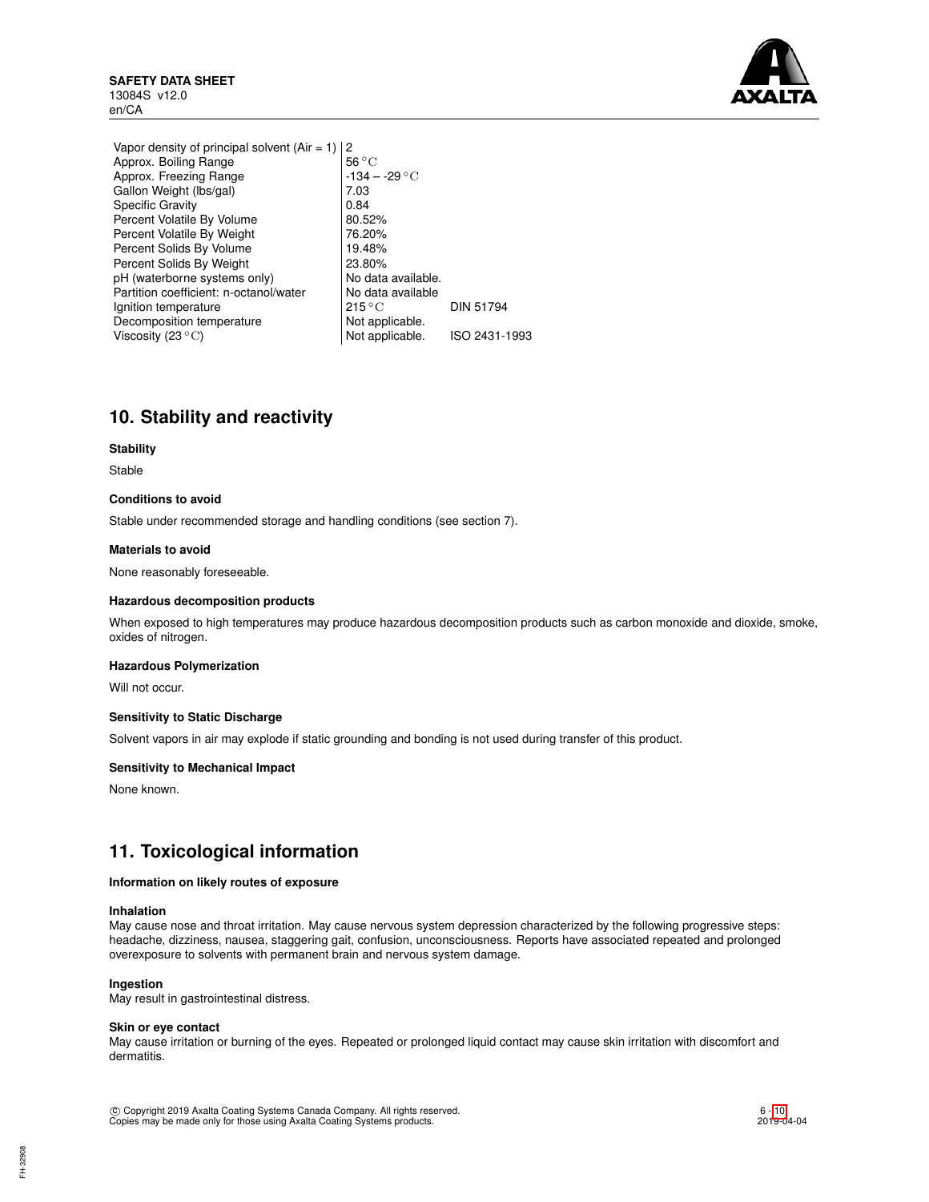| | | |
|---|---|---|
| Vapor density of principal solvent (Air = 1) | 2 | |
| Approx. Boiling Range | 56 °C | |
| Approx. Freezing Range | -134 – -29 °C | |
| Gallon Weight (lbs/gal) | 7.03 | |
| Specific Gravity | 0.84 | |
| Percent Volatile By Volume | 80.52% | |
| Percent Volatile By Weight | 76.20% | |
| Percent Solids By Volume | 19.48% | |
| Percent Solids By Weight | 23.80% | |
| pH (waterborne systems only) | No data available. | |
| Partition coefficient: n-octanol/water | No data available | |
| Ignition temperature | 215 °C | DIN 51794 |
| Decomposition temperature | Not applicable. | |
| Viscosity (23 °C) | Not applicable. | ISO 2431-1993 |

## 10. Stability and reactivity

**Stability**

Stable

**Conditions to avoid**

Stable under recommended storage and handling conditions (see section 7).

**Materials to avoid**

None reasonably foreseeable.

**Hazardous decomposition products**

When exposed to high temperatures may produce hazardous decomposition products such as carbon monoxide and dioxide, smoke, oxides of nitrogen.

**Hazardous Polymerization**

Will not occur.

**Sensitivity to Static Discharge**

Solvent vapors in air may explode if static grounding and bonding is not used during transfer of this product.

**Sensitivity to Mechanical Impact**

None known.

## 11. Toxicological information

**Information on likely routes of exposure**

**Inhalation**

May cause nose and throat irritation. May cause nervous system depression characterized by the following progressive steps: headache, dizziness, nausea, staggering gait, confusion, unconsciousness. Reports have associated repeated and prolonged overexposure to solvents with permanent brain and nervous system damage.

**Ingestion**

May result in gastrointestinal distress.

**Skin or eye contact**

May cause irritation or burning of the eyes. Repeated or prolonged liquid contact may cause skin irritation with discomfort and dermatitis.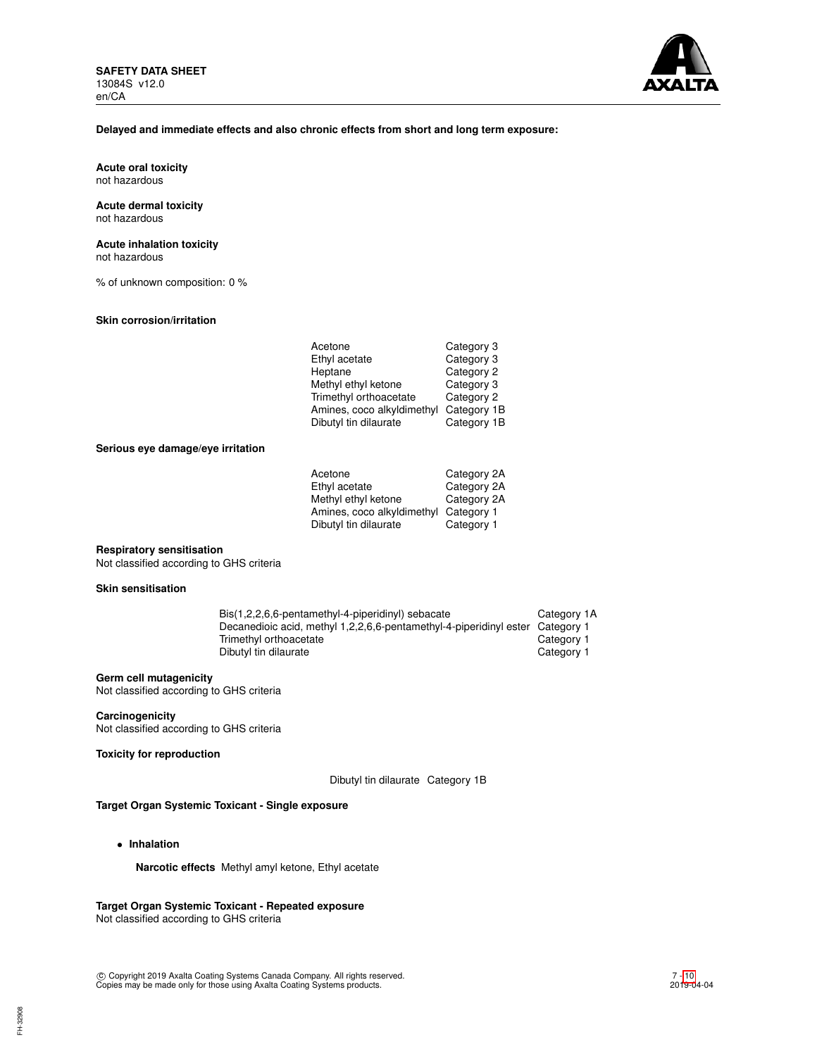**Delayed and immediate effects and also chronic effects from short and long term exposure:**

**Acute oral toxicity**
not hazardous

**Acute dermal toxicity**
not hazardous

**Acute inhalation toxicity**
not hazardous

% of unknown composition: 0 %

**Skin corrosion/irritation**

| | |
|---|---|
| Acetone | Category 3 |
| Ethyl acetate | Category 3 |
| Heptane | Category 2 |
| Methyl ethyl ketone | Category 3 |
| Trimethyl orthoacetate | Category 2 |
| Amines, coco alkyldimethyl | Category 1B |
| Dibutyl tin dilaurate | Category 1B |

**Serious eye damage/eye irritation**

| | |
|---|---|
| Acetone | Category 2A |
| Ethyl acetate | Category 2A |
| Methyl ethyl ketone | Category 2A |
| Amines, coco alkyldimethyl | Category 1 |
| Dibutyl tin dilaurate | Category 1 |

**Respiratory sensitisation**
Not classified according to GHS criteria

**Skin sensitisation**

| | |
|---|---|
| Bis(1,2,2,6,6-pentamethyl-4-piperidinyl) sebacate | Category 1A |
| Decanedioic acid, methyl 1,2,2,6,6-pentamethyl-4-piperidinyl ester | Category 1 |
| Trimethyl orthoacetate | Category 1 |
| Dibutyl tin dilaurate | Category 1 |

**Germ cell mutagenicity**
Not classified according to GHS criteria

**Carcinogenicity**
Not classified according to GHS criteria

**Toxicity for reproduction**

Dibutyl tin dilaurate Category 1B

**Target Organ Systemic Toxicant - Single exposure**

- **Inhalation**

  **Narcotic effects** Methyl amyl ketone, Ethyl acetate

**Target Organ Systemic Toxicant - Repeated exposure**
Not classified according to GHS criteria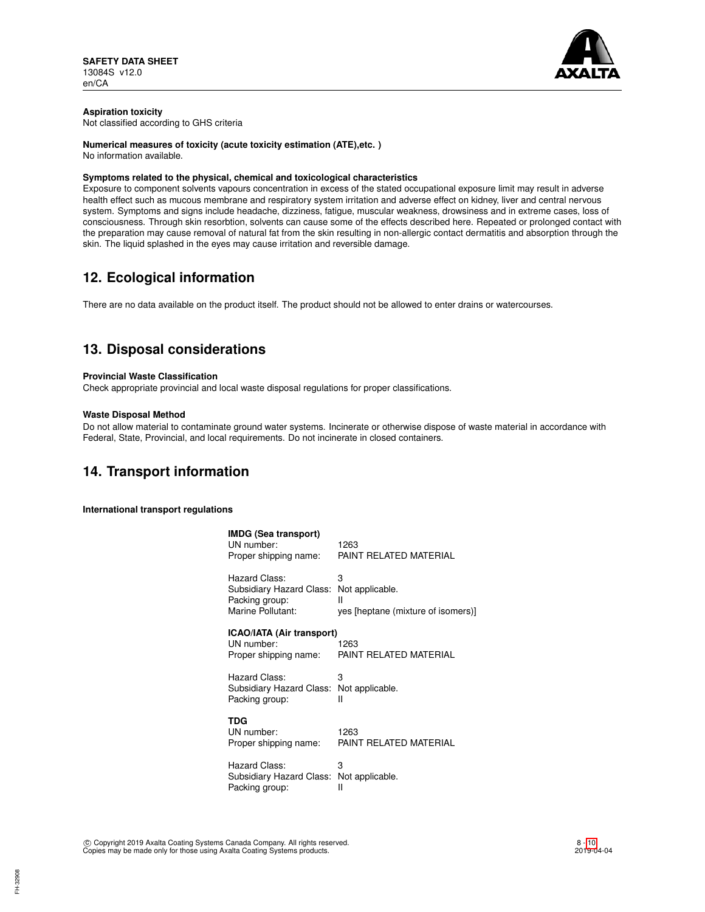**Aspiration toxicity**
Not classified according to GHS criteria

**Numerical measures of toxicity (acute toxicity estimation (ATE),etc. )**
No information available.

**Symptoms related to the physical, chemical and toxicological characteristics**
Exposure to component solvents vapours concentration in excess of the stated occupational exposure limit may result in adverse health effect such as mucous membrane and respiratory system irritation and adverse effect on kidney, liver and central nervous system. Symptoms and signs include headache, dizziness, fatigue, muscular weakness, drowsiness and in extreme cases, loss of consciousness. Through skin resorbtion, solvents can cause some of the effects described here. Repeated or prolonged contact with the preparation may cause removal of natural fat from the skin resulting in non-allergic contact dermatitis and absorption through the skin. The liquid splashed in the eyes may cause irritation and reversible damage.

## 12. Ecological information

There are no data available on the product itself. The product should not be allowed to enter drains or watercourses.

## 13. Disposal considerations

**Provincial Waste Classification**
Check appropriate provincial and local waste disposal regulations for proper classifications.

**Waste Disposal Method**
Do not allow material to contaminate ground water systems. Incinerate or otherwise dispose of waste material in accordance with Federal, State, Provincial, and local requirements. Do not incinerate in closed containers.

## 14. Transport information

**International transport regulations**

**IMDG (Sea transport)**

| | |
|---|---|
| UN number: | 1263 |
| Proper shipping name: | PAINT RELATED MATERIAL |
| Hazard Class: | 3 |
| Subsidiary Hazard Class: | Not applicable. |
| Packing group: | II |
| Marine Pollutant: | yes [heptane (mixture of isomers)] |

**ICAO/IATA (Air transport)**

| | |
|---|---|
| UN number: | 1263 |
| Proper shipping name: | PAINT RELATED MATERIAL |
| Hazard Class: | 3 |
| Subsidiary Hazard Class: | Not applicable. |
| Packing group: | II |

**TDG**

| | |
|---|---|
| UN number: | 1263 |
| Proper shipping name: | PAINT RELATED MATERIAL |
| Hazard Class: | 3 |
| Subsidiary Hazard Class: | Not applicable. |
| Packing group: | II |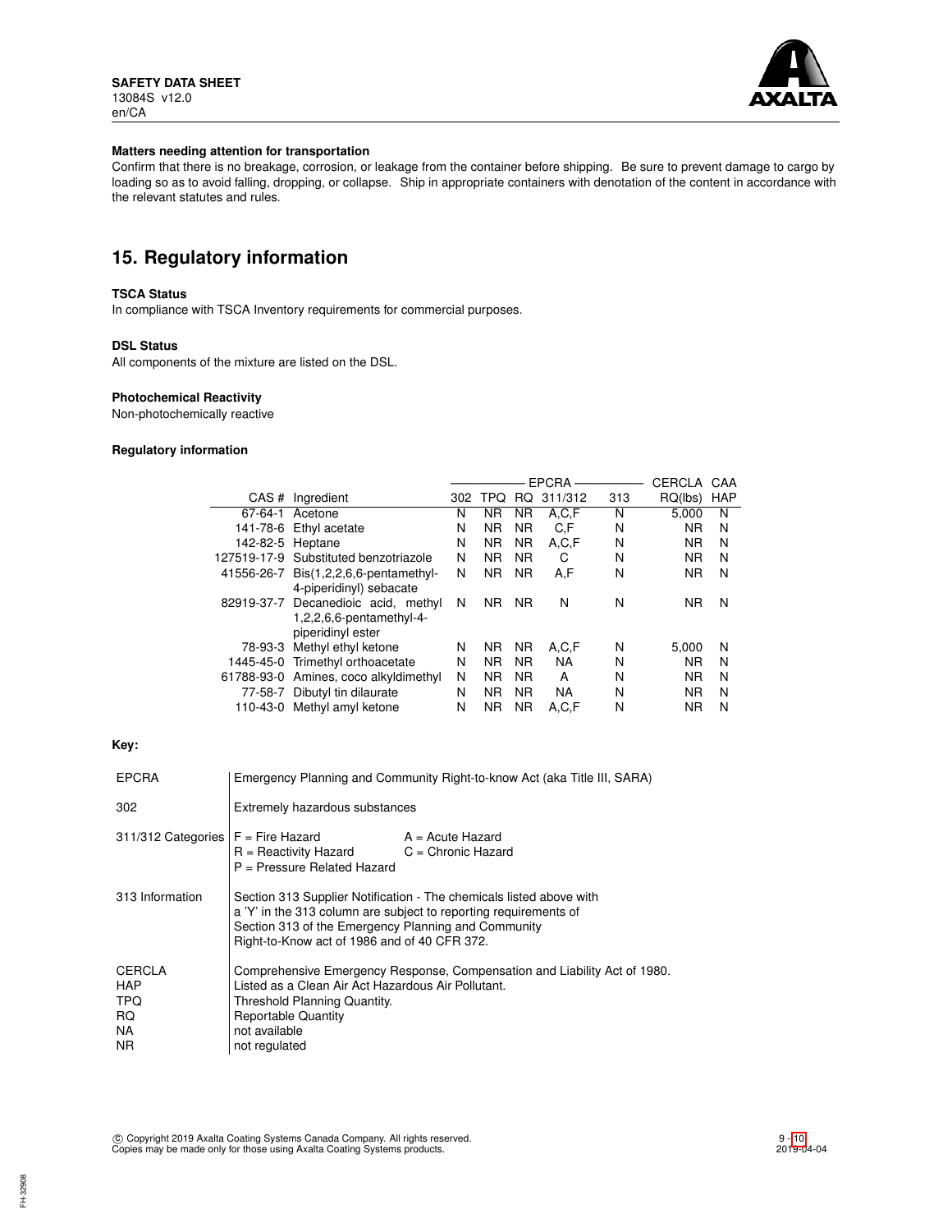**Matters needing attention for transportation**

Confirm that there is no breakage, corrosion, or leakage from the container before shipping. Be sure to prevent damage to cargo by loading so as to avoid falling, dropping, or collapse. Ship in appropriate containers with denotation of the content in accordance with the relevant statutes and rules.

## 15. Regulatory information

**TSCA Status**

In compliance with TSCA Inventory requirements for commercial purposes.

**DSL Status**

All components of the mixture are listed on the DSL.

**Photochemical Reactivity**

Non-photochemically reactive

**Regulatory information**

| | | EPCRA | | | | | CERCLA | CAA |
|---|---|---|---|---|---|---|---|---|
| CAS # | Ingredient | 302 | TPQ | RQ | 311/312 | 313 | RQ(lbs) | HAP |
| 67-64-1 | Acetone | N | NR | NR | A,C,F | N | 5,000 | N |
| 141-78-6 | Ethyl acetate | N | NR | NR | C,F | N | NR | N |
| 142-82-5 | Heptane | N | NR | NR | A,C,F | N | NR | N |
| 127519-17-9 | Substituted benzotriazole | N | NR | NR | C | N | NR | N |
| 41556-26-7 | Bis(1,2,2,6,6-pentamethyl-4-piperidinyl) sebacate | N | NR | NR | A,F | N | NR | N |
| 82919-37-7 | Decanedioic acid, methyl 1,2,2,6,6-pentamethyl-4-piperidinyl ester | N | NR | NR | N | N | NR | N |
| 78-93-3 | Methyl ethyl ketone | N | NR | NR | A,C,F | N | 5,000 | N |
| 1445-45-0 | Trimethyl orthoacetate | N | NR | NR | NA | N | NR | N |
| 61788-93-0 | Amines, coco alkyldimethyl | N | NR | NR | A | N | NR | N |
| 77-58-7 | Dibutyl tin dilaurate | N | NR | NR | NA | N | NR | N |
| 110-43-0 | Methyl amyl ketone | N | NR | NR | A,C,F | N | NR | N |

**Key:**

| | |
|---|---|
| EPCRA | Emergency Planning and Community Right-to-know Act (aka Title III, SARA) |
| 302 | Extremely hazardous substances |
| 311/312 Categories | F = Fire Hazard; A = Acute Hazard; R = Reactivity Hazard; C = Chronic Hazard; P = Pressure Related Hazard |
| 313 Information | Section 313 Supplier Notification - The chemicals listed above with a 'Y' in the 313 column are subject to reporting requirements of Section 313 of the Emergency Planning and Community Right-to-Know act of 1986 and of 40 CFR 372. |
| CERCLA | Comprehensive Emergency Response, Compensation and Liability Act of 1980. |
| HAP | Listed as a Clean Air Act Hazardous Air Pollutant. |
| TPQ | Threshold Planning Quantity. |
| RQ | Reportable Quantity |
| NA | not available |
| NR | not regulated |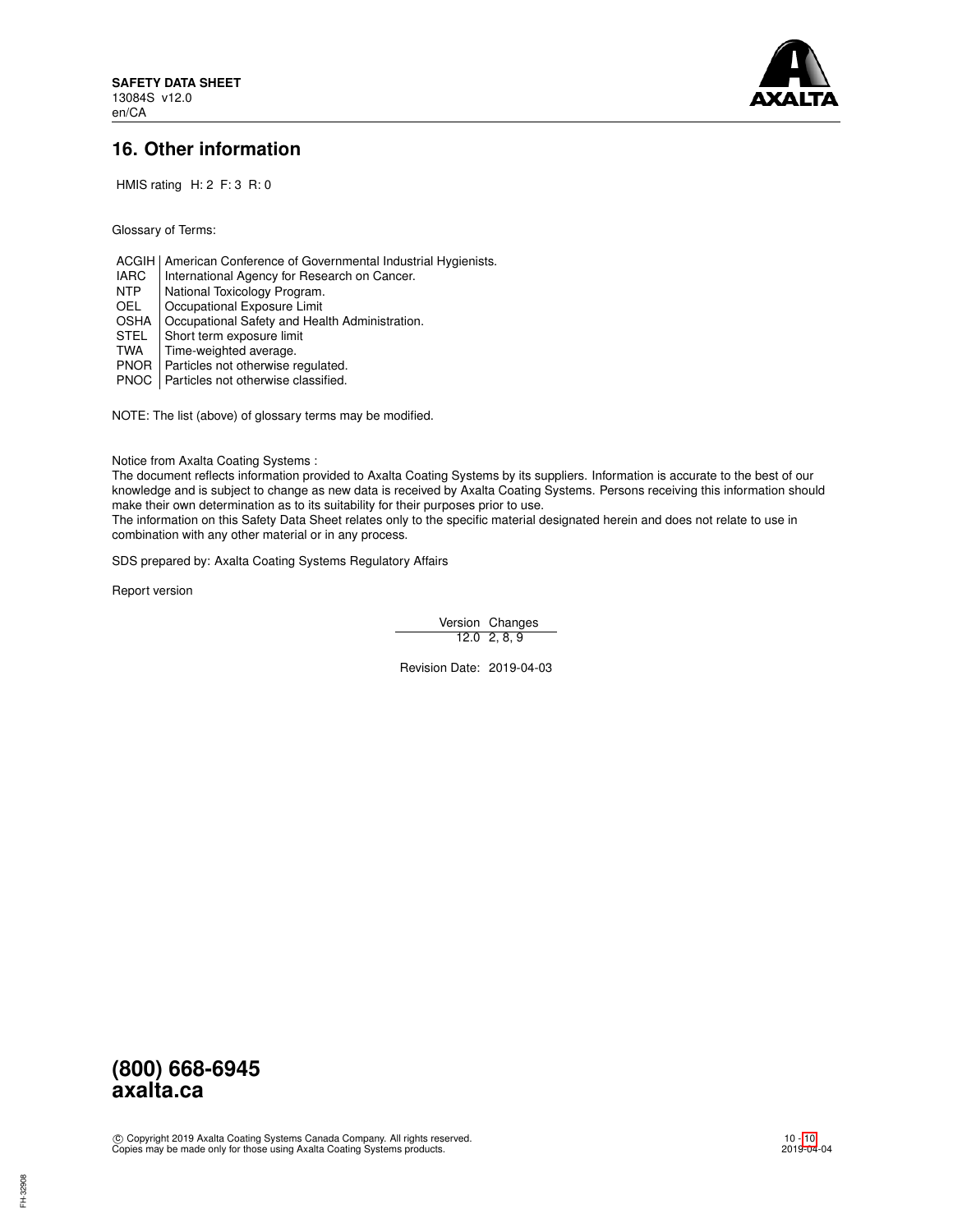## 16. Other information

HMIS rating H: 2 F: 3 R: 0

Glossary of Terms:

| | |
|---|---|
| ACGIH | American Conference of Governmental Industrial Hygienists. |
| IARC | International Agency for Research on Cancer. |
| NTP | National Toxicology Program. |
| OEL | Occupational Exposure Limit |
| OSHA | Occupational Safety and Health Administration. |
| STEL | Short term exposure limit |
| TWA | Time-weighted average. |
| PNOR | Particles not otherwise regulated. |
| PNOC | Particles not otherwise classified. |

NOTE: The list (above) of glossary terms may be modified.

Notice from Axalta Coating Systems :
The document reflects information provided to Axalta Coating Systems by its suppliers. Information is accurate to the best of our knowledge and is subject to change as new data is received by Axalta Coating Systems. Persons receiving this information should make their own determination as to its suitability for their purposes prior to use.
The information on this Safety Data Sheet relates only to the specific material designated herein and does not relate to use in combination with any other material or in any process.

SDS prepared by: Axalta Coating Systems Regulatory Affairs

Report version

| Version | Changes |
|---|---|
| 12.0 | 2, 8, 9 |

Revision Date: 2019-04-03

**(800) 668-6945**
**axalta.ca**

© Copyright 2019 Axalta Coating Systems Canada Company. All rights reserved.
Copies may be made only for those using Axalta Coating Systems products.